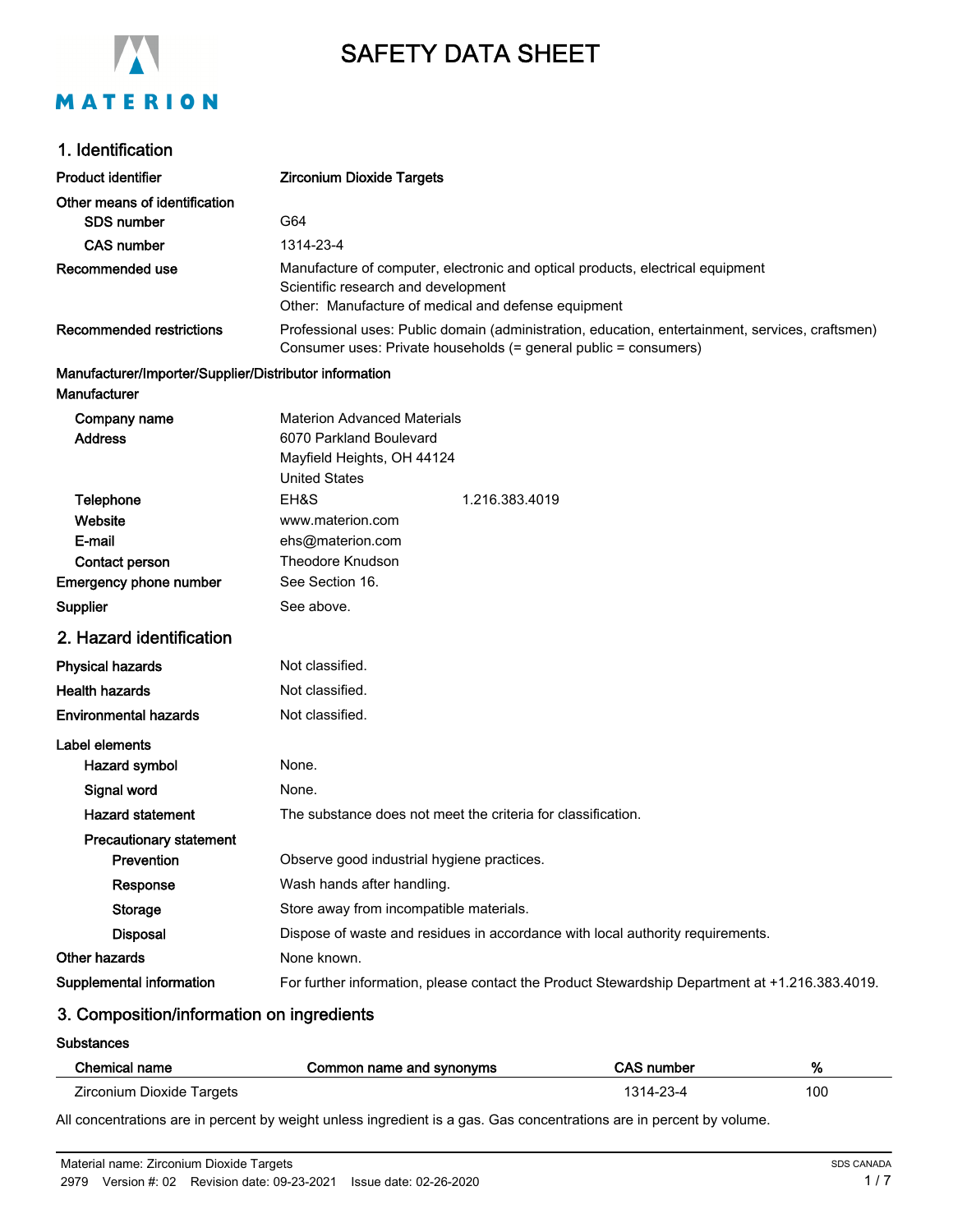# SAFETY DATA SHEET

## 1. Identification

**Product identifier** — **Zirconium Dioxide Targets**

**Other means of identification**

- **SDS number**: G64
- **CAS number**: 1314-23-4

**Recommended use**: Manufacture of computer, electronic and optical products, electrical equipment
Scientific research and development
Other: Manufacture of medical and defense equipment

**Recommended restrictions**: Professional uses: Public domain (administration, education, entertainment, services, craftsmen)
Consumer uses: Private households (= general public = consumers)

**Manufacturer/Importer/Supplier/Distributor information**

**Manufacturer**

- **Company name**: Materion Advanced Materials
- **Address**: 6070 Parkland Boulevard
  Mayfield Heights, OH 44124
  United States
- **Telephone**: EH&S 1.216.383.4019
- **Website**: www.materion.com
- **E-mail**: ehs@materion.com
- **Contact person**: Theodore Knudson

**Emergency phone number**: See Section 16.

**Supplier**: See above.

## 2. Hazard identification

**Physical hazards**: Not classified.

**Health hazards**: Not classified.

**Environmental hazards**: Not classified.

**Label elements**

- **Hazard symbol**: None.
- **Signal word**: None.
- **Hazard statement**: The substance does not meet the criteria for classification.
- **Precautionary statement**
  - **Prevention**: Observe good industrial hygiene practices.
  - **Response**: Wash hands after handling.
  - **Storage**: Store away from incompatible materials.
  - **Disposal**: Dispose of waste and residues in accordance with local authority requirements.

**Other hazards**: None known.

**Supplemental information**: For further information, please contact the Product Stewardship Department at +1.216.383.4019.

## 3. Composition/information on ingredients

**Substances**

| Chemical name | Common name and synonyms | CAS number | % |
|---|---|---|---|
| Zirconium Dioxide Targets | | 1314-23-4 | 100 |

All concentrations are in percent by weight unless ingredient is a gas. Gas concentrations are in percent by volume.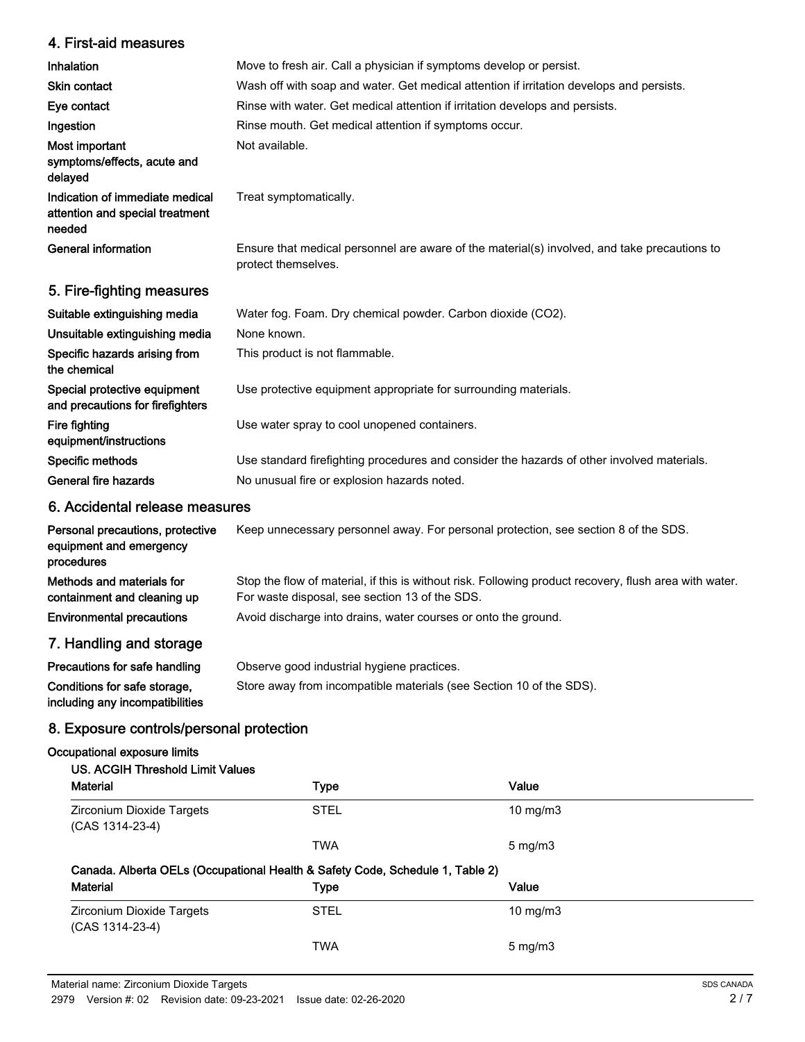## 4. First-aid measures

| | |
|---|---|
| **Inhalation** | Move to fresh air. Call a physician if symptoms develop or persist. |
| **Skin contact** | Wash off with soap and water. Get medical attention if irritation develops and persists. |
| **Eye contact** | Rinse with water. Get medical attention if irritation develops and persists. |
| **Ingestion** | Rinse mouth. Get medical attention if symptoms occur. |
| **Most important symptoms/effects, acute and delayed** | Not available. |
| **Indication of immediate medical attention and special treatment needed** | Treat symptomatically. |
| **General information** | Ensure that medical personnel are aware of the material(s) involved, and take precautions to protect themselves. |

## 5. Fire-fighting measures

| | |
|---|---|
| **Suitable extinguishing media** | Water fog. Foam. Dry chemical powder. Carbon dioxide ($CO_2$). |
| **Unsuitable extinguishing media** | None known. |
| **Specific hazards arising from the chemical** | This product is not flammable. |
| **Special protective equipment and precautions for firefighters** | Use protective equipment appropriate for surrounding materials. |
| **Fire fighting equipment/instructions** | Use water spray to cool unopened containers. |
| **Specific methods** | Use standard firefighting procedures and consider the hazards of other involved materials. |
| **General fire hazards** | No unusual fire or explosion hazards noted. |

## 6. Accidental release measures

| | |
|---|---|
| **Personal precautions, protective equipment and emergency procedures** | Keep unnecessary personnel away. For personal protection, see section 8 of the SDS. |
| **Methods and materials for containment and cleaning up** | Stop the flow of material, if this is without risk. Following product recovery, flush area with water. For waste disposal, see section 13 of the SDS. |
| **Environmental precautions** | Avoid discharge into drains, water courses or onto the ground. |

## 7. Handling and storage

| | |
|---|---|
| **Precautions for safe handling** | Observe good industrial hygiene practices. |
| **Conditions for safe storage, including any incompatibilities** | Store away from incompatible materials (see Section 10 of the SDS). |

## 8. Exposure controls/personal protection

**Occupational exposure limits**

**US. ACGIH Threshold Limit Values**

| Material | Type | Value |
|---|---|---|
| Zirconium Dioxide Targets (CAS 1314-23-4) | STEL | 10 mg/m3 |
| | TWA | 5 mg/m3 |

**Canada. Alberta OELs (Occupational Health & Safety Code, Schedule 1, Table 2)**

| Material | Type | Value |
|---|---|---|
| Zirconium Dioxide Targets (CAS 1314-23-4) | STEL | 10 mg/m3 |
| | TWA | 5 mg/m3 |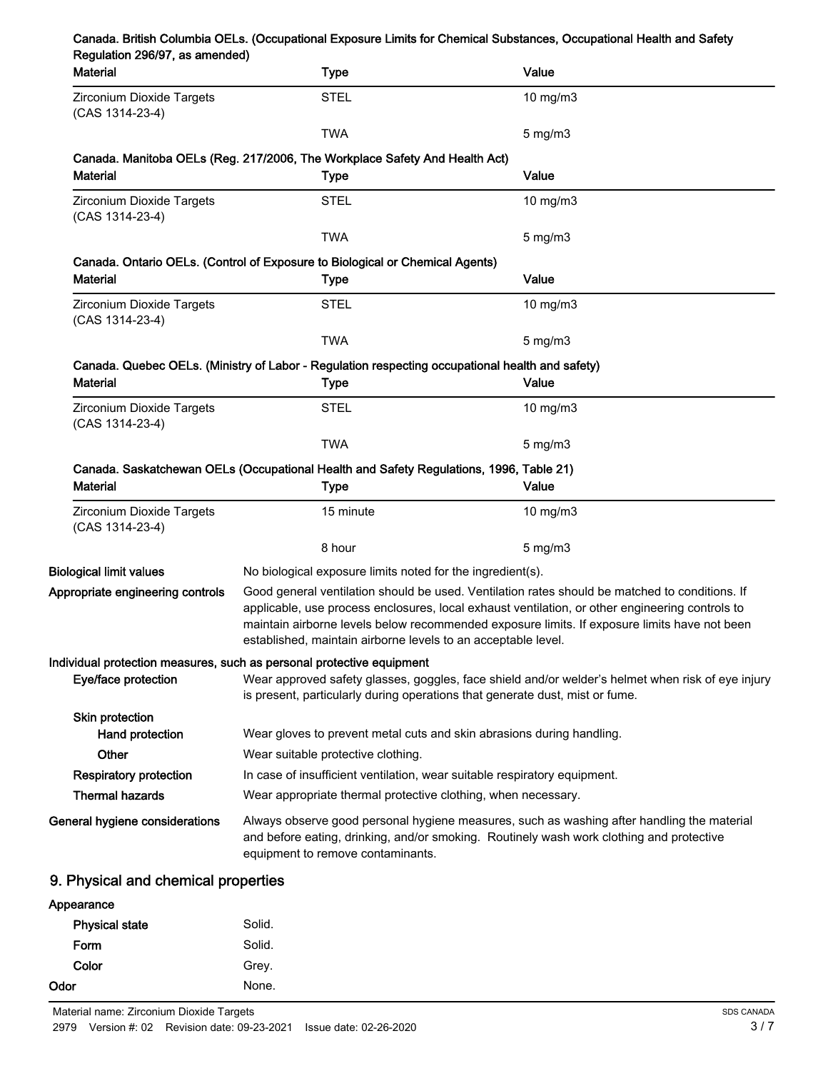**Canada. British Columbia OELs. (Occupational Exposure Limits for Chemical Substances, Occupational Health and Safety Regulation 296/97, as amended)**

| Material | Type | Value |
|---|---|---|
| Zirconium Dioxide Targets (CAS 1314-23-4) | STEL | 10 mg/m3 |
| | TWA | 5 mg/m3 |

**Canada. Manitoba OELs (Reg. 217/2006, The Workplace Safety And Health Act)**

| Material | Type | Value |
|---|---|---|
| Zirconium Dioxide Targets (CAS 1314-23-4) | STEL | 10 mg/m3 |
| | TWA | 5 mg/m3 |

**Canada. Ontario OELs. (Control of Exposure to Biological or Chemical Agents)**

| Material | Type | Value |
|---|---|---|
| Zirconium Dioxide Targets (CAS 1314-23-4) | STEL | 10 mg/m3 |
| | TWA | 5 mg/m3 |

**Canada. Quebec OELs. (Ministry of Labor - Regulation respecting occupational health and safety)**

| Material | Type | Value |
|---|---|---|
| Zirconium Dioxide Targets (CAS 1314-23-4) | STEL | 10 mg/m3 |
| | TWA | 5 mg/m3 |

**Canada. Saskatchewan OELs (Occupational Health and Safety Regulations, 1996, Table 21)**

| Material | Type | Value |
|---|---|---|
| Zirconium Dioxide Targets (CAS 1314-23-4) | 15 minute | 10 mg/m3 |
| | 8 hour | 5 mg/m3 |

**Biological limit values** No biological exposure limits noted for the ingredient(s).

**Appropriate engineering controls** Good general ventilation should be used. Ventilation rates should be matched to conditions. If applicable, use process enclosures, local exhaust ventilation, or other engineering controls to maintain airborne levels below recommended exposure limits. If exposure limits have not been established, maintain airborne levels to an acceptable level.

**Individual protection measures, such as personal protective equipment**

**Eye/face protection** Wear approved safety glasses, goggles, face shield and/or welder's helmet when risk of eye injury is present, particularly during operations that generate dust, mist or fume.

**Skin protection**

**Hand protection** Wear gloves to prevent metal cuts and skin abrasions during handling.

**Other** Wear suitable protective clothing.

**Respiratory protection** In case of insufficient ventilation, wear suitable respiratory equipment.

**Thermal hazards** Wear appropriate thermal protective clothing, when necessary.

**General hygiene considerations** Always observe good personal hygiene measures, such as washing after handling the material and before eating, drinking, and/or smoking. Routinely wash work clothing and protective equipment to remove contaminants.

## 9. Physical and chemical properties

**Appearance**

**Physical state** Solid.

**Form** Solid.

**Color** Grey.

**Odor** None.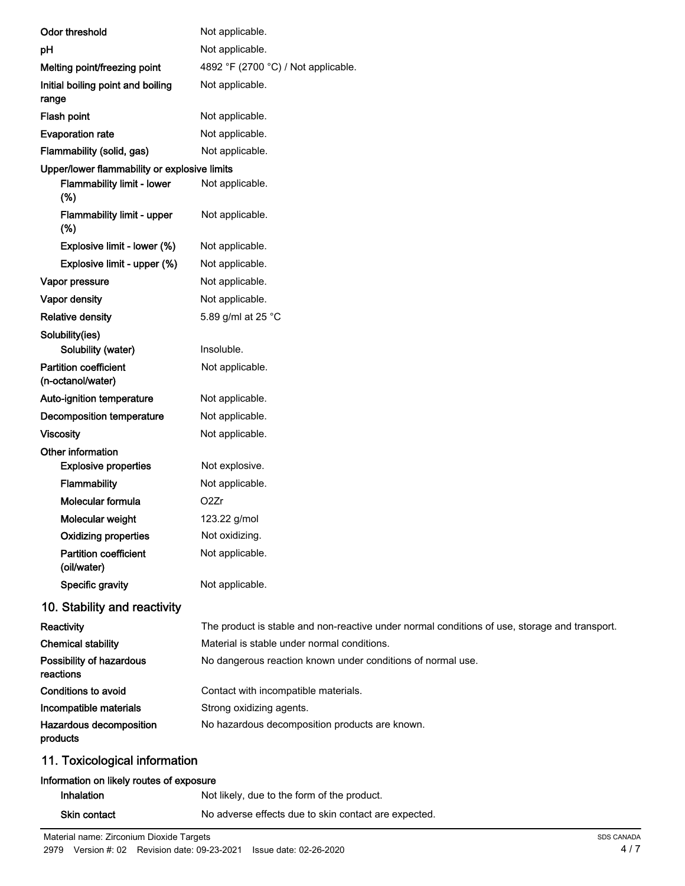| | |
|---|---|
| **Odor threshold** | Not applicable. |
| **pH** | Not applicable. |
| **Melting point/freezing point** | 4892 °F (2700 °C) / Not applicable. |
| **Initial boiling point and boiling range** | Not applicable. |
| **Flash point** | Not applicable. |
| **Evaporation rate** | Not applicable. |
| **Flammability (solid, gas)** | Not applicable. |
| **Upper/lower flammability or explosive limits** | |
| **Flammability limit - lower (%)** | Not applicable. |
| **Flammability limit - upper (%)** | Not applicable. |
| **Explosive limit - lower (%)** | Not applicable. |
| **Explosive limit - upper (%)** | Not applicable. |
| **Vapor pressure** | Not applicable. |
| **Vapor density** | Not applicable. |
| **Relative density** | 5.89 g/ml at 25 °C |
| **Solubility(ies)** | |
| **Solubility (water)** | Insoluble. |
| **Partition coefficient (n-octanol/water)** | Not applicable. |
| **Auto-ignition temperature** | Not applicable. |
| **Decomposition temperature** | Not applicable. |
| **Viscosity** | Not applicable. |
| **Other information** | |
| **Explosive properties** | Not explosive. |
| **Flammability** | Not applicable. |
| **Molecular formula** | O2Zr |
| **Molecular weight** | 123.22 g/mol |
| **Oxidizing properties** | Not oxidizing. |
| **Partition coefficient (oil/water)** | Not applicable. |
| **Specific gravity** | Not applicable. |

## 10. Stability and reactivity

| | |
|---|---|
| **Reactivity** | The product is stable and non-reactive under normal conditions of use, storage and transport. |
| **Chemical stability** | Material is stable under normal conditions. |
| **Possibility of hazardous reactions** | No dangerous reaction known under conditions of normal use. |
| **Conditions to avoid** | Contact with incompatible materials. |
| **Incompatible materials** | Strong oxidizing agents. |
| **Hazardous decomposition products** | No hazardous decomposition products are known. |

## 11. Toxicological information

**Information on likely routes of exposure**

| | |
|---|---|
| **Inhalation** | Not likely, due to the form of the product. |
| **Skin contact** | No adverse effects due to skin contact are expected. |

Material name: Zirconium Dioxide Targets

2979 Version #: 02 Revision date: 09-23-2021 Issue date: 02-26-2020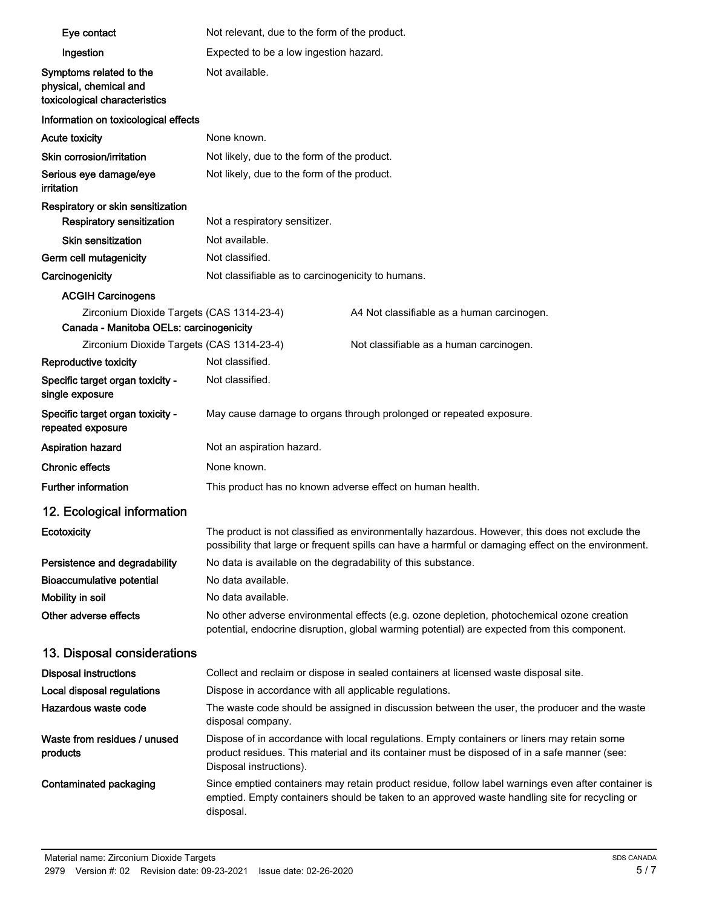**Eye contact** Not relevant, due to the form of the product.

**Ingestion** Expected to be a low ingestion hazard.

**Symptoms related to the physical, chemical and toxicological characteristics** Not available.

**Information on toxicological effects**

**Acute toxicity** None known.

**Skin corrosion/irritation** Not likely, due to the form of the product.

**Serious eye damage/eye irritation** Not likely, due to the form of the product.

**Respiratory or skin sensitization**

**Respiratory sensitization** Not a respiratory sensitizer.

**Skin sensitization** Not available.

**Germ cell mutagenicity** Not classified.

**Carcinogenicity** Not classifiable as to carcinogenicity to humans.

**ACGIH Carcinogens**

| | |
|---|---|
| Zirconium Dioxide Targets (CAS 1314-23-4) | A4 Not classifiable as a human carcinogen. |

**Canada - Manitoba OELs: carcinogenicity**

| | |
|---|---|
| Zirconium Dioxide Targets (CAS 1314-23-4) | Not classifiable as a human carcinogen. |

**Reproductive toxicity** Not classified.

**Specific target organ toxicity - single exposure** Not classified.

**Specific target organ toxicity - repeated exposure** May cause damage to organs through prolonged or repeated exposure.

**Aspiration hazard** Not an aspiration hazard.

**Chronic effects** None known.

**Further information** This product has no known adverse effect on human health.

## 12. Ecological information

**Ecotoxicity** The product is not classified as environmentally hazardous. However, this does not exclude the possibility that large or frequent spills can have a harmful or damaging effect on the environment.

**Persistence and degradability** No data is available on the degradability of this substance.

**Bioaccumulative potential** No data available.

**Mobility in soil** No data available.

**Other adverse effects** No other adverse environmental effects (e.g. ozone depletion, photochemical ozone creation potential, endocrine disruption, global warming potential) are expected from this component.

## 13. Disposal considerations

**Disposal instructions** Collect and reclaim or dispose in sealed containers at licensed waste disposal site.

**Local disposal regulations** Dispose in accordance with all applicable regulations.

**Hazardous waste code** The waste code should be assigned in discussion between the user, the producer and the waste disposal company.

**Waste from residues / unused products** Dispose of in accordance with local regulations. Empty containers or liners may retain some product residues. This material and its container must be disposed of in a safe manner (see: Disposal instructions).

**Contaminated packaging** Since emptied containers may retain product residue, follow label warnings even after container is emptied. Empty containers should be taken to an approved waste handling site for recycling or disposal.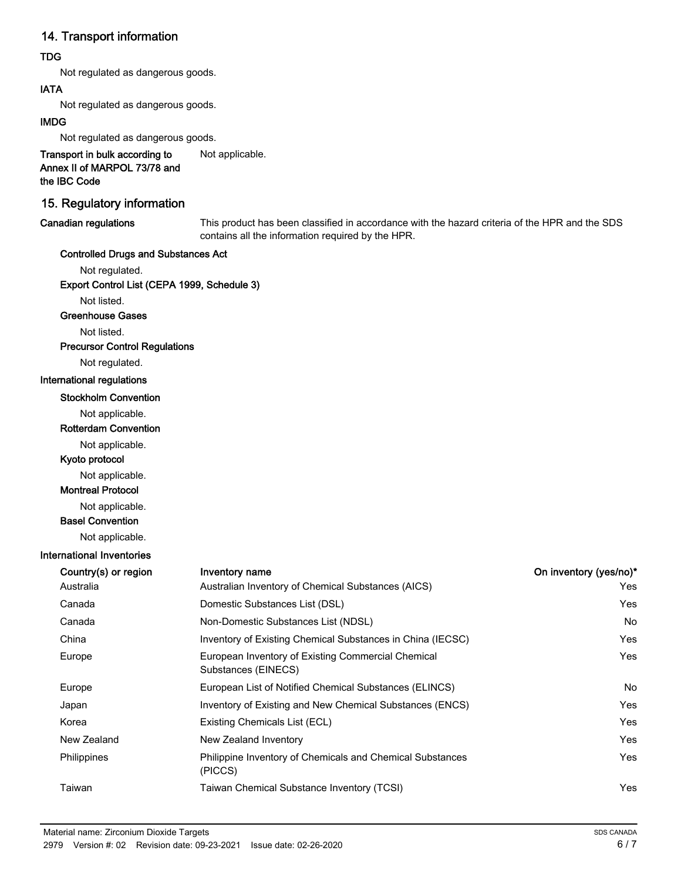## 14. Transport information

**TDG**

Not regulated as dangerous goods.

**IATA**

Not regulated as dangerous goods.

**IMDG**

Not regulated as dangerous goods.

**Transport in bulk according to Annex II of MARPOL 73/78 and the IBC Code** Not applicable.

## 15. Regulatory information

**Canadian regulations** This product has been classified in accordance with the hazard criteria of the HPR and the SDS contains all the information required by the HPR.

**Controlled Drugs and Substances Act**

Not regulated.

**Export Control List (CEPA 1999, Schedule 3)**

Not listed.

**Greenhouse Gases**

Not listed.

**Precursor Control Regulations**

Not regulated.

**International regulations**

**Stockholm Convention**

Not applicable.

**Rotterdam Convention**

Not applicable.

**Kyoto protocol**

Not applicable.

**Montreal Protocol**

Not applicable.

**Basel Convention**

Not applicable.

**International Inventories**

| Country(s) or region | Inventory name | On inventory (yes/no)* |
|---|---|---|
| Australia | Australian Inventory of Chemical Substances (AICS) | Yes |
| Canada | Domestic Substances List (DSL) | Yes |
| Canada | Non-Domestic Substances List (NDSL) | No |
| China | Inventory of Existing Chemical Substances in China (IECSC) | Yes |
| Europe | European Inventory of Existing Commercial Chemical Substances (EINECS) | Yes |
| Europe | European List of Notified Chemical Substances (ELINCS) | No |
| Japan | Inventory of Existing and New Chemical Substances (ENCS) | Yes |
| Korea | Existing Chemicals List (ECL) | Yes |
| New Zealand | New Zealand Inventory | Yes |
| Philippines | Philippine Inventory of Chemicals and Chemical Substances (PICCS) | Yes |
| Taiwan | Taiwan Chemical Substance Inventory (TCSI) | Yes |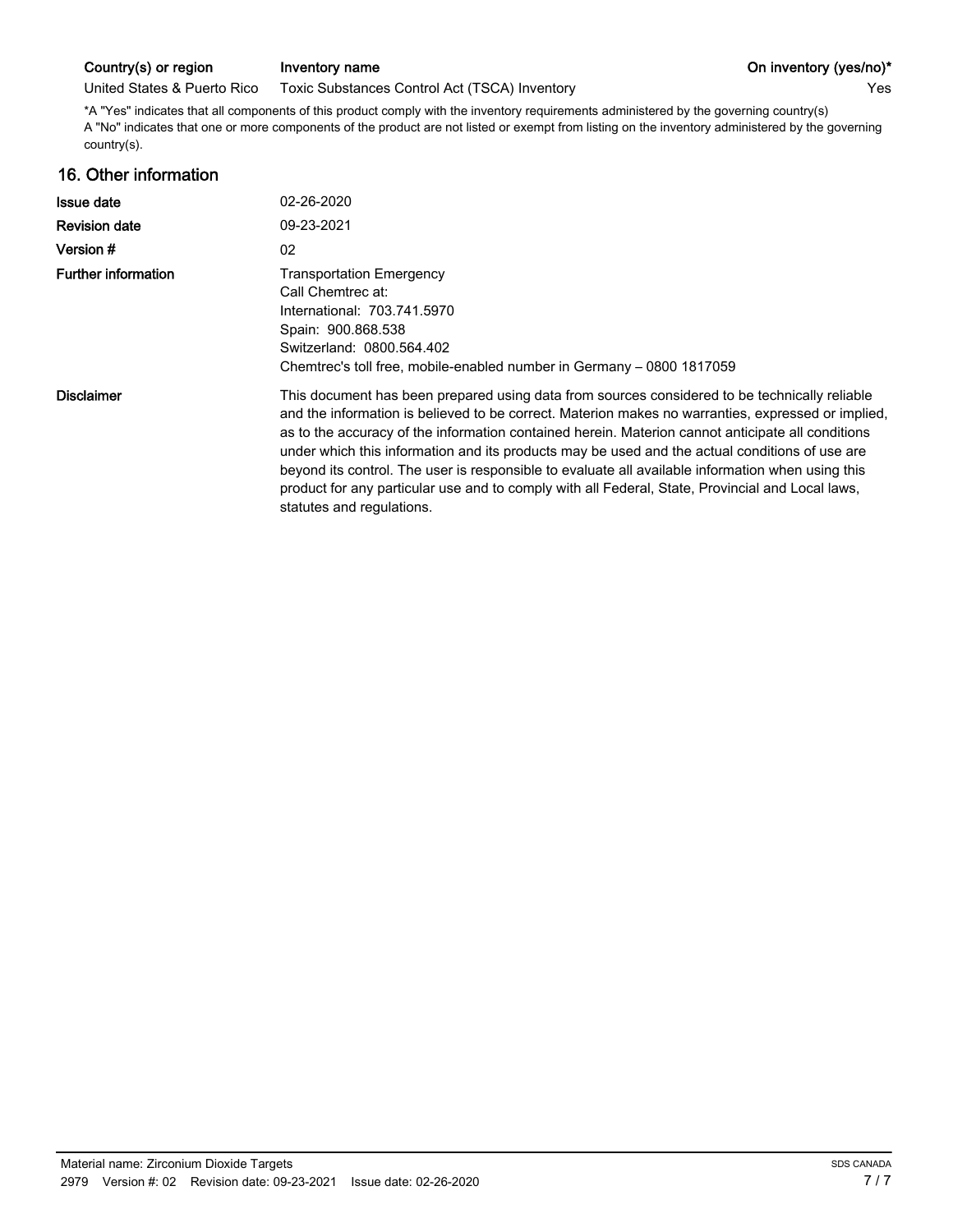| Country(s) or region | Inventory name | On inventory (yes/no)* |
|---|---|---|
| United States & Puerto Rico | Toxic Substances Control Act (TSCA) Inventory | Yes |

*A "Yes" indicates that all components of this product comply with the inventory requirements administered by the governing country(s)
A "No" indicates that one or more components of the product are not listed or exempt from listing on the inventory administered by the governing country(s).

## 16. Other information

**Issue date** 02-26-2020

**Revision date** 09-23-2021

**Version #** 02

**Further information**
Transportation Emergency
Call Chemtrec at:
International: 703.741.5970
Spain: 900.868.538
Switzerland: 0800.564.402
Chemtrec's toll free, mobile-enabled number in Germany – 0800 1817059

**Disclaimer**
This document has been prepared using data from sources considered to be technically reliable and the information is believed to be correct. Materion makes no warranties, expressed or implied, as to the accuracy of the information contained herein. Materion cannot anticipate all conditions under which this information and its products may be used and the actual conditions of use are beyond its control. The user is responsible to evaluate all available information when using this product for any particular use and to comply with all Federal, State, Provincial and Local laws, statutes and regulations.